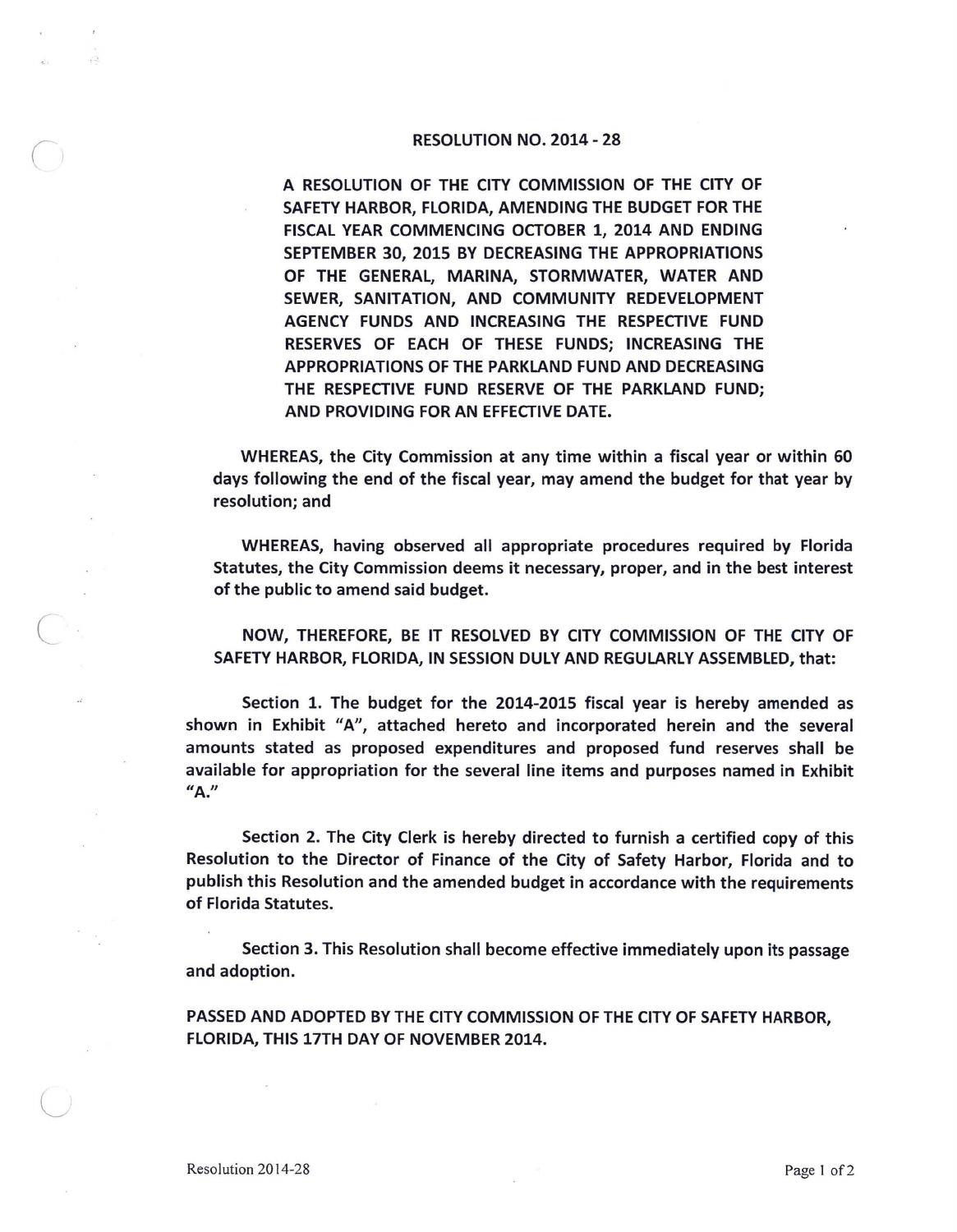# RESOLUTION NO. 2014 - 28

**A RESOLUTION OF THE CITY COMMISSION OF THE CITY OF SAFETY HARBOR, FLORIDA, AMENDING THE BUDGET FOR THE FISCAL YEAR COMMENCING OCTOBER 1, 2014 AND ENDING SEPTEMBER 30, 2015 BY DECREASING THE APPROPRIATIONS OF THE GENERAL, MARINA, STORMWATER, WATER AND SEWER, SANITATION, AND COMMUNITY REDEVELOPMENT AGENCY FUNDS AND INCREASING THE RESPECTIVE FUND RESERVES OF EACH OF THESE FUNDS; INCREASING THE APPROPRIATIONS OF THE PARKLAND FUND AND DECREASING THE RESPECTIVE FUND RESERVE OF THE PARKLAND FUND; AND PROVIDING FOR AN EFFECTIVE DATE.**

**WHEREAS, the City Commission at any time within a fiscal year or within 60 days following the end of the fiscal year, may amend the budget for that year by resolution; and**

**WHEREAS, having observed all appropriate procedures required by Florida Statutes, the City Commission deems it necessary, proper, and in the best interest of the public to amend said budget.**

**NOW, THEREFORE, BE IT RESOLVED BY CITY COMMISSION OF THE CITY OF SAFETY HARBOR, FLORIDA, IN SESSION DULY AND REGULARLY ASSEMBLED, that:**

**Section 1. The budget for the 2014-2015 fiscal year is hereby amended as shown in Exhibit "A", attached hereto and incorporated herein and the several amounts stated as proposed expenditures and proposed fund reserves shall be available for appropriation for the several line items and purposes named in Exhibit "A."**

**Section 2. The City Clerk is hereby directed to furnish a certified copy of this Resolution to the Director of Finance of the City of Safety Harbor, Florida and to publish this Resolution and the amended budget in accordance with the requirements of Florida Statutes.**

**Section 3. This Resolution shall become effective immediately upon its passage and adoption.**

**PASSED AND ADOPTED BY THE CITY COMMISSION OF THE CITY OF SAFETY HARBOR, FLORIDA, THIS 17TH DAY OF NOVEMBER 2014.**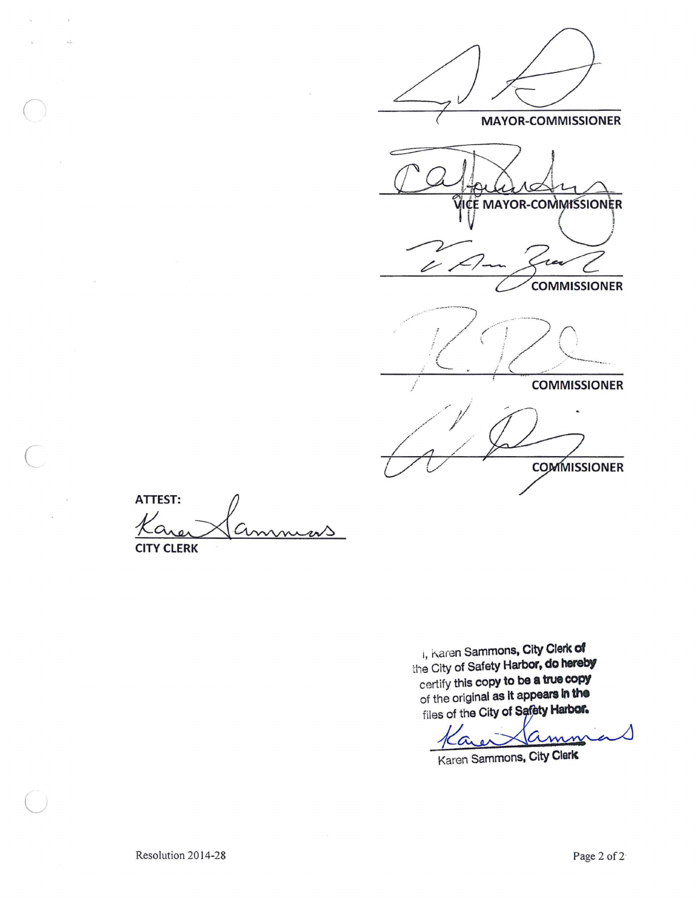______________________________
MAYOR-COMMISSIONER

______________________________
VICE MAYOR-COMMISSIONER

______________________________
COMMISSIONER

______________________________
COMMISSIONER

______________________________
COMMISSIONER

ATTEST: ______________________________
CITY CLERK

I, Karen Sammons, City Clerk of the City of Safety Harbor, do hereby certify this copy to be a true copy of the original as it appears in the files of the City of Safety Harbor.

______________________________
Karen Sammons, City Clerk

Resolution 2014-28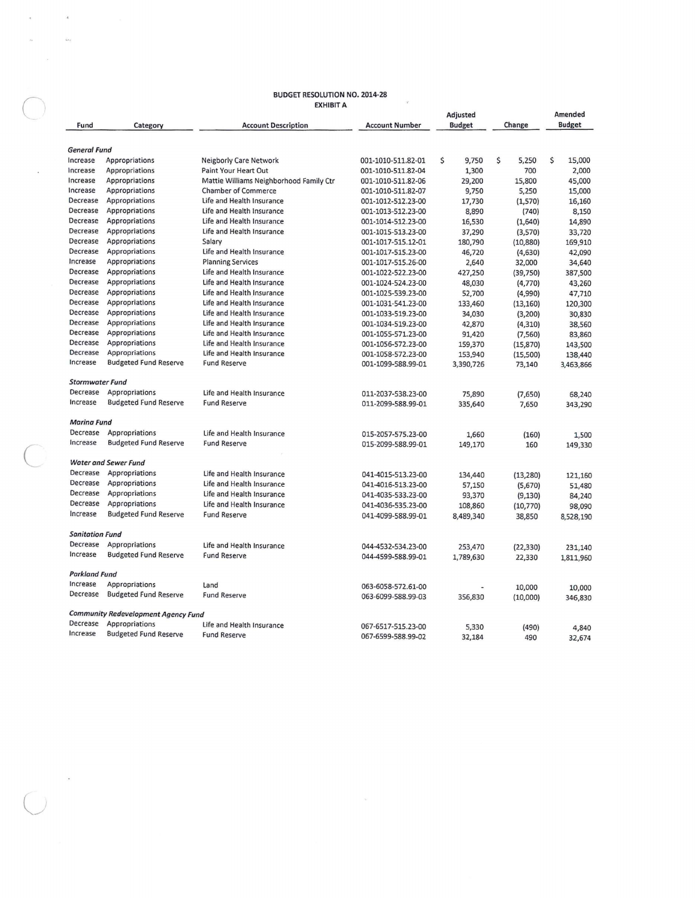BUDGET RESOLUTION NO. 2014-28

EXHIBIT A

| Fund | Category | Account Description | Account Number | Adjusted Budget | Change | Amended Budget |
|---|---|---|---|---|---|---|
| ***General Fund*** | | | | | | |
| Increase | Appropriations | Neigborly Care Network | 001-1010-511.82-01 | $ 9,750 | $ 5,250 | $ 15,000 |
| Increase | Appropriations | Paint Your Heart Out | 001-1010-511.82-04 | 1,300 | 700 | 2,000 |
| Increase | Appropriations | Mattie Williams Neighborhood Family Ctr | 001-1010-511.82-06 | 29,200 | 15,800 | 45,000 |
| Increase | Appropriations | Chamber of Commerce | 001-1010-511.82-07 | 9,750 | 5,250 | 15,000 |
| Decrease | Appropriations | Life and Health Insurance | 001-1012-512.23-00 | 17,730 | (1,570) | 16,160 |
| Decrease | Appropriations | Life and Health Insurance | 001-1013-512.23-00 | 8,890 | (740) | 8,150 |
| Decrease | Appropriations | Life and Health Insurance | 001-1014-512.23-00 | 16,530 | (1,640) | 14,890 |
| Decrease | Appropriations | Life and Health Insurance | 001-1015-513.23-00 | 37,290 | (3,570) | 33,720 |
| Decrease | Appropriations | Salary | 001-1017-515.12-01 | 180,790 | (10,880) | 169,910 |
| Decrease | Appropriations | Life and Health Insurance | 001-1017-515.23-00 | 46,720 | (4,630) | 42,090 |
| Increase | Appropriations | Planning Services | 001-1017-515.26-00 | 2,640 | 32,000 | 34,640 |
| Decrease | Appropriations | Life and Health Insurance | 001-1022-522.23-00 | 427,250 | (39,750) | 387,500 |
| Decrease | Appropriations | Life and Health Insurance | 001-1024-524.23-00 | 48,030 | (4,770) | 43,260 |
| Decrease | Appropriations | Life and Health Insurance | 001-1025-539.23-00 | 52,700 | (4,990) | 47,710 |
| Decrease | Appropriations | Life and Health Insurance | 001-1031-541.23-00 | 133,460 | (13,160) | 120,300 |
| Decrease | Appropriations | Life and Health Insurance | 001-1033-519.23-00 | 34,030 | (3,200) | 30,830 |
| Decrease | Appropriations | Life and Health Insurance | 001-1034-519.23-00 | 42,870 | (4,310) | 38,560 |
| Decrease | Appropriations | Life and Health Insurance | 001-1055-571.23-00 | 91,420 | (7,560) | 83,860 |
| Decrease | Appropriations | Life and Health Insurance | 001-1056-572.23-00 | 159,370 | (15,870) | 143,500 |
| Decrease | Appropriations | Life and Health Insurance | 001-1058-572.23-00 | 153,940 | (15,500) | 138,440 |
| Increase | Budgeted Fund Reserve | Fund Reserve | 001-1099-588.99-01 | 3,390,726 | 73,140 | 3,463,866 |
| ***Stormwater Fund*** | | | | | | |
| Decrease | Appropriations | Life and Health Insurance | 011-2037-538.23-00 | 75,890 | (7,650) | 68,240 |
| Increase | Budgeted Fund Reserve | Fund Reserve | 011-2099-588.99-01 | 335,640 | 7,650 | 343,290 |
| ***Marina Fund*** | | | | | | |
| Decrease | Appropriations | Life and Health Insurance | 015-2057-575.23-00 | 1,660 | (160) | 1,500 |
| Increase | Budgeted Fund Reserve | Fund Reserve | 015-2099-588.99-01 | 149,170 | 160 | 149,330 |
| ***Water and Sewer Fund*** | | | | | | |
| Decrease | Appropriations | Life and Health Insurance | 041-4015-513.23-00 | 134,440 | (13,280) | 121,160 |
| Decrease | Appropriations | Life and Health Insurance | 041-4016-513.23-00 | 57,150 | (5,670) | 51,480 |
| Decrease | Appropriations | Life and Health Insurance | 041-4035-533.23-00 | 93,370 | (9,130) | 84,240 |
| Decrease | Appropriations | Life and Health Insurance | 041-4036-535.23-00 | 108,860 | (10,770) | 98,090 |
| Increase | Budgeted Fund Reserve | Fund Reserve | 041-4099-588.99-01 | 8,489,340 | 38,850 | 8,528,190 |
| ***Sanitation Fund*** | | | | | | |
| Decrease | Appropriations | Life and Health Insurance | 044-4532-534.23-00 | 253,470 | (22,330) | 231,140 |
| Increase | Budgeted Fund Reserve | Fund Reserve | 044-4599-588.99-01 | 1,789,630 | 22,330 | 1,811,960 |
| ***Parkland Fund*** | | | | | | |
| Increase | Appropriations | Land | 063-6058-572.61-00 | - | 10,000 | 10,000 |
| Decrease | Budgeted Fund Reserve | Fund Reserve | 063-6099-588.99-03 | 356,830 | (10,000) | 346,830 |
| ***Community Redevelopment Agency Fund*** | | | | | | |
| Decrease | Appropriations | Life and Health Insurance | 067-6517-515.23-00 | 5,330 | (490) | 4,840 |
| Increase | Budgeted Fund Reserve | Fund Reserve | 067-6599-588.99-02 | 32,184 | 490 | 32,674 |